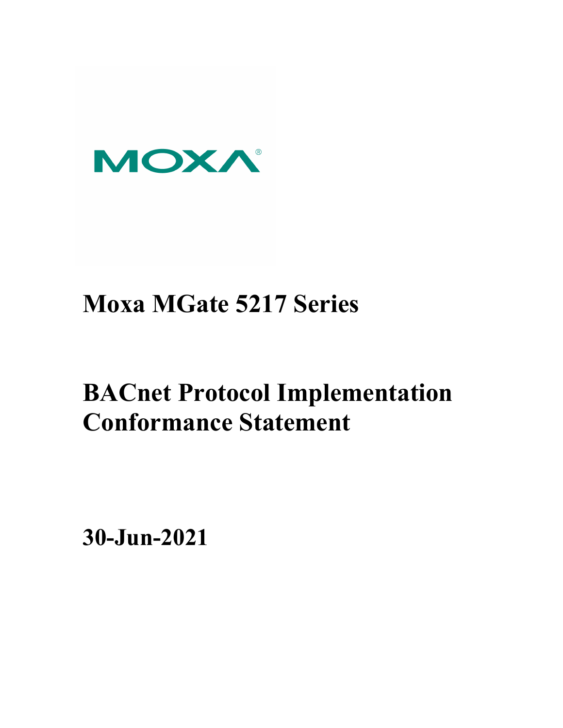MOXA®

# Moxa MGate 5217 Series

# BACnet Protocol Implementation Conformance Statement

**30-Jun-2021**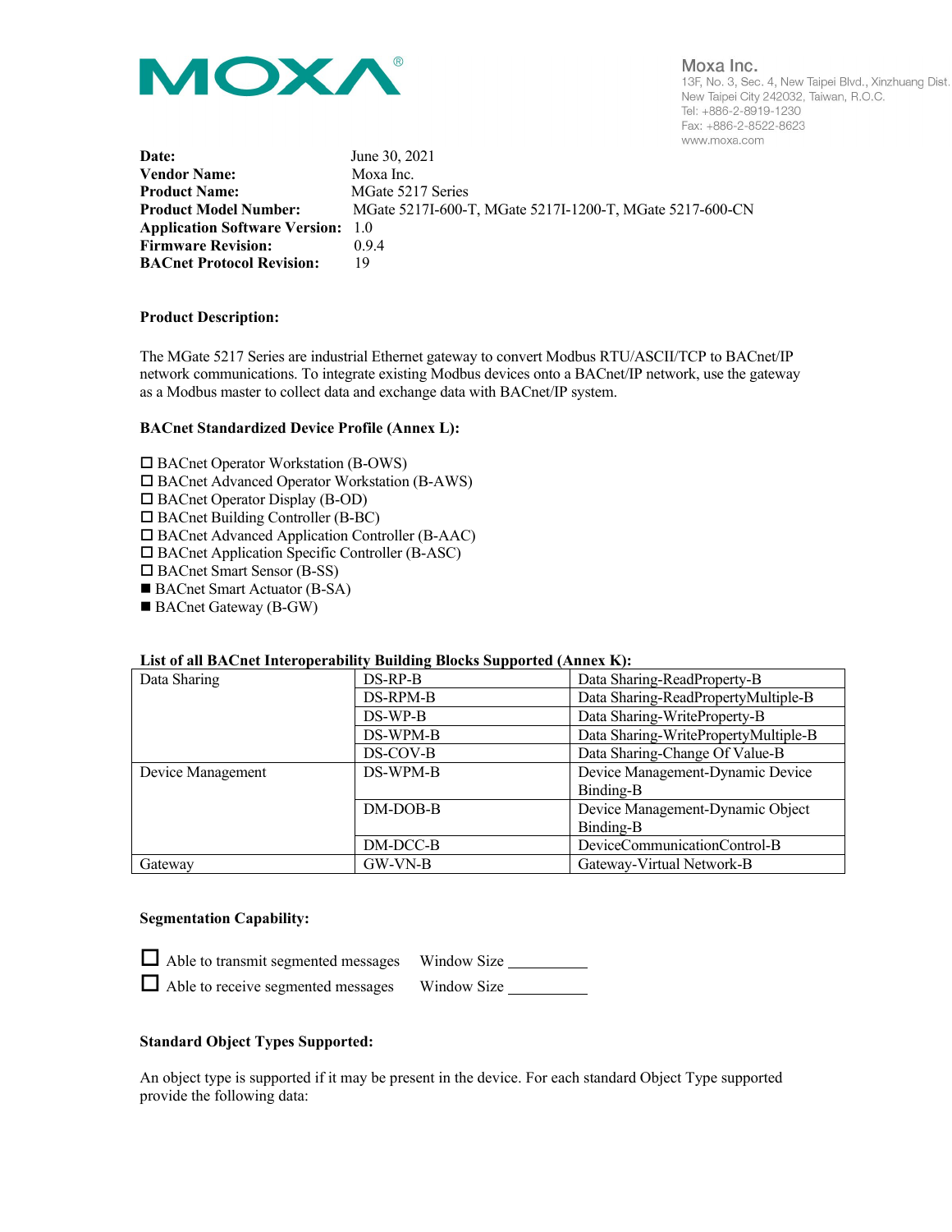| | |
|---|---|
| **Date:** | June 30, 2021 |
| **Vendor Name:** | Moxa Inc. |
| **Product Name:** | MGate 5217 Series |
| **Product Model Number:** | MGate 5217I-600-T, MGate 5217I-1200-T, MGate 5217-600-CN |
| **Application Software Version:** | 1.0 |
| **Firmware Revision:** | 0.9.4 |
| **BACnet Protocol Revision:** | 19 |

**Product Description:**

The MGate 5217 Series are industrial Ethernet gateway to convert Modbus RTU/ASCII/TCP to BACnet/IP network communications. To integrate existing Modbus devices onto a BACnet/IP network, use the gateway as a Modbus master to collect data and exchange data with BACnet/IP system.

**BACnet Standardized Device Profile (Annex L):**

☐ BACnet Operator Workstation (B-OWS)
☐ BACnet Advanced Operator Workstation (B-AWS)
☐ BACnet Operator Display (B-OD)
☐ BACnet Building Controller (B-BC)
☐ BACnet Advanced Application Controller (B-AAC)
☐ BACnet Application Specific Controller (B-ASC)
☐ BACnet Smart Sensor (B-SS)
■ BACnet Smart Actuator (B-SA)
■ BACnet Gateway (B-GW)

**List of all BACnet Interoperability Building Blocks Supported (Annex K):**

| | | |
|---|---|---|
| Data Sharing | DS-RP-B | Data Sharing-ReadProperty-B |
| | DS-RPM-B | Data Sharing-ReadPropertyMultiple-B |
| | DS-WP-B | Data Sharing-WriteProperty-B |
| | DS-WPM-B | Data Sharing-WritePropertyMultiple-B |
| | DS-COV-B | Data Sharing-Change Of Value-B |
| Device Management | DS-WPM-B | Device Management-Dynamic Device Binding-B |
| | DM-DOB-B | Device Management-Dynamic Object Binding-B |
| | DM-DCC-B | DeviceCommunicationControl-B |
| Gateway | GW-VN-B | Gateway-Virtual Network-B |

**Segmentation Capability:**

☐ Able to transmit segmented messages Window Size ________
☐ Able to receive segmented messages Window Size ________

**Standard Object Types Supported:**

An object type is supported if it may be present in the device. For each standard Object Type supported provide the following data: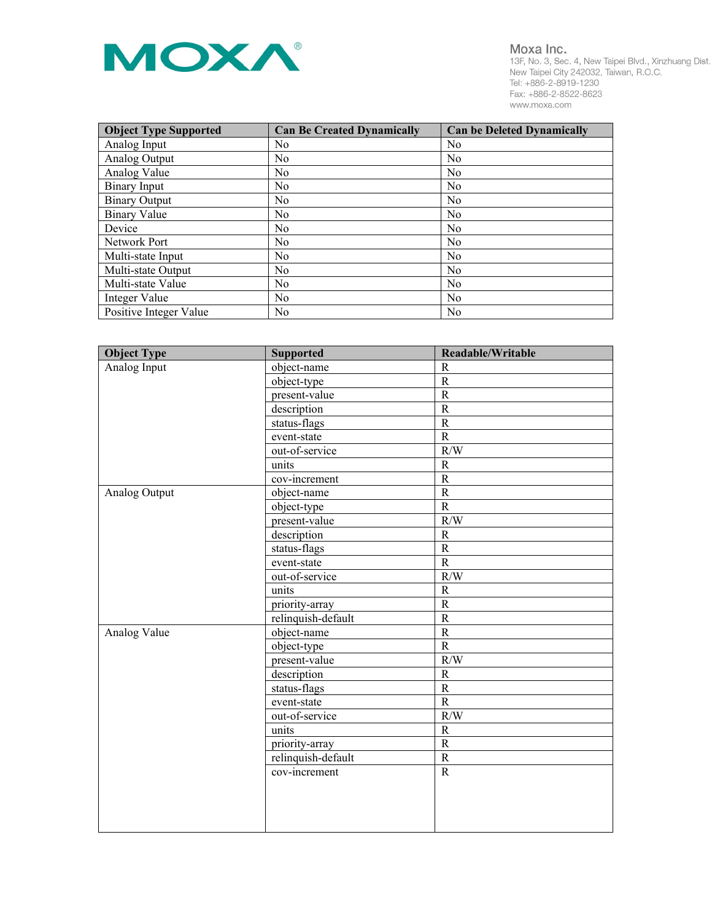| Object Type Supported | Can Be Created Dynamically | Can be Deleted Dynamically |
|---|---|---|
| Analog Input | No | No |
| Analog Output | No | No |
| Analog Value | No | No |
| Binary Input | No | No |
| Binary Output | No | No |
| Binary Value | No | No |
| Device | No | No |
| Network Port | No | No |
| Multi-state Input | No | No |
| Multi-state Output | No | No |
| Multi-state Value | No | No |
| Integer Value | No | No |
| Positive Integer Value | No | No |

| Object Type | Supported | Readable/Writable |
|---|---|---|
| Analog Input | object-name | R |
| | object-type | R |
| | present-value | R |
| | description | R |
| | status-flags | R |
| | event-state | R |
| | out-of-service | R/W |
| | units | R |
| | cov-increment | R |
| Analog Output | object-name | R |
| | object-type | R |
| | present-value | R/W |
| | description | R |
| | status-flags | R |
| | event-state | R |
| | out-of-service | R/W |
| | units | R |
| | priority-array | R |
| | relinquish-default | R |
| Analog Value | object-name | R |
| | object-type | R |
| | present-value | R/W |
| | description | R |
| | status-flags | R |
| | event-state | R |
| | out-of-service | R/W |
| | units | R |
| | priority-array | R |
| | relinquish-default | R |
| | cov-increment | R |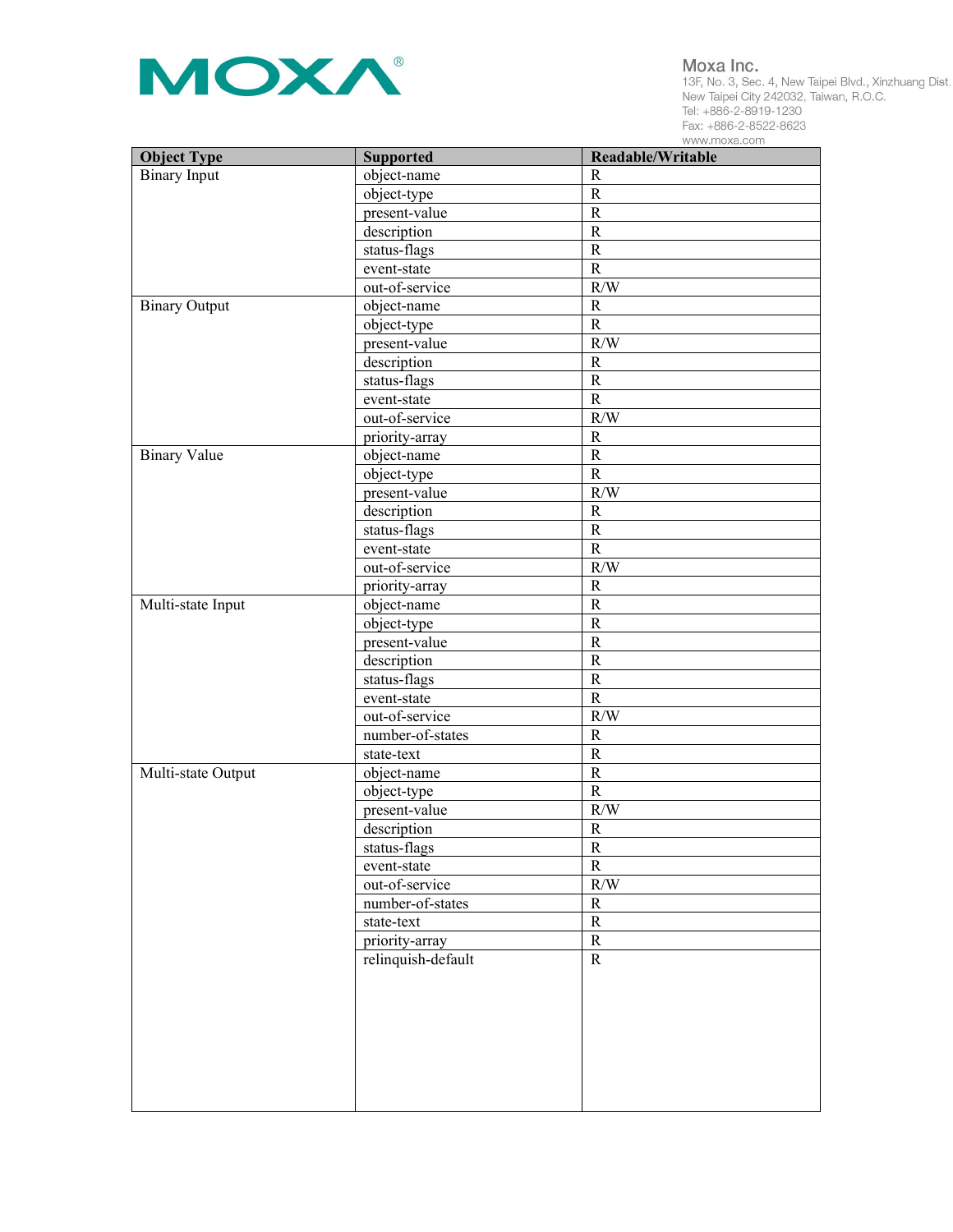| Object Type | Supported | Readable/Writable |
|---|---|---|
| Binary Input | object-name | R |
| | object-type | R |
| | present-value | R |
| | description | R |
| | status-flags | R |
| | event-state | R |
| | out-of-service | R/W |
| Binary Output | object-name | R |
| | object-type | R |
| | present-value | R/W |
| | description | R |
| | status-flags | R |
| | event-state | R |
| | out-of-service | R/W |
| | priority-array | R |
| Binary Value | object-name | R |
| | object-type | R |
| | present-value | R/W |
| | description | R |
| | status-flags | R |
| | event-state | R |
| | out-of-service | R/W |
| | priority-array | R |
| Multi-state Input | object-name | R |
| | object-type | R |
| | present-value | R |
| | description | R |
| | status-flags | R |
| | event-state | R |
| | out-of-service | R/W |
| | number-of-states | R |
| | state-text | R |
| Multi-state Output | object-name | R |
| | object-type | R |
| | present-value | R/W |
| | description | R |
| | status-flags | R |
| | event-state | R |
| | out-of-service | R/W |
| | number-of-states | R |
| | state-text | R |
| | priority-array | R |
| | relinquish-default | R |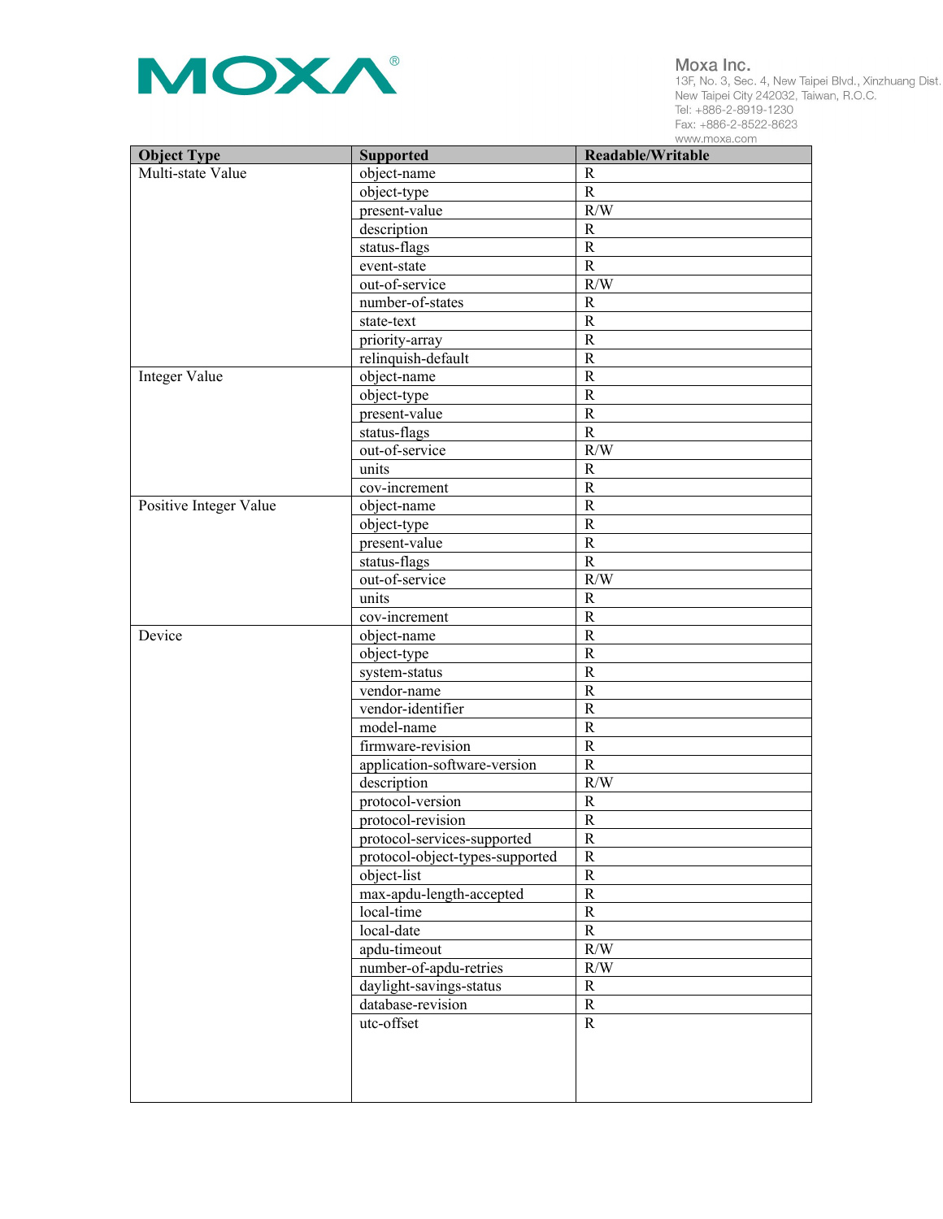| Object Type | Supported | Readable/Writable |
|---|---|---|
| Multi-state Value | object-name | R |
| | object-type | R |
| | present-value | R/W |
| | description | R |
| | status-flags | R |
| | event-state | R |
| | out-of-service | R/W |
| | number-of-states | R |
| | state-text | R |
| | priority-array | R |
| | relinquish-default | R |
| Integer Value | object-name | R |
| | object-type | R |
| | present-value | R |
| | status-flags | R |
| | out-of-service | R/W |
| | units | R |
| | cov-increment | R |
| Positive Integer Value | object-name | R |
| | object-type | R |
| | present-value | R |
| | status-flags | R |
| | out-of-service | R/W |
| | units | R |
| | cov-increment | R |
| Device | object-name | R |
| | object-type | R |
| | system-status | R |
| | vendor-name | R |
| | vendor-identifier | R |
| | model-name | R |
| | firmware-revision | R |
| | application-software-version | R |
| | description | R/W |
| | protocol-version | R |
| | protocol-revision | R |
| | protocol-services-supported | R |
| | protocol-object-types-supported | R |
| | object-list | R |
| | max-apdu-length-accepted | R |
| | local-time | R |
| | local-date | R |
| | apdu-timeout | R/W |
| | number-of-apdu-retries | R/W |
| | daylight-savings-status | R |
| | database-revision | R |
| | utc-offset | R |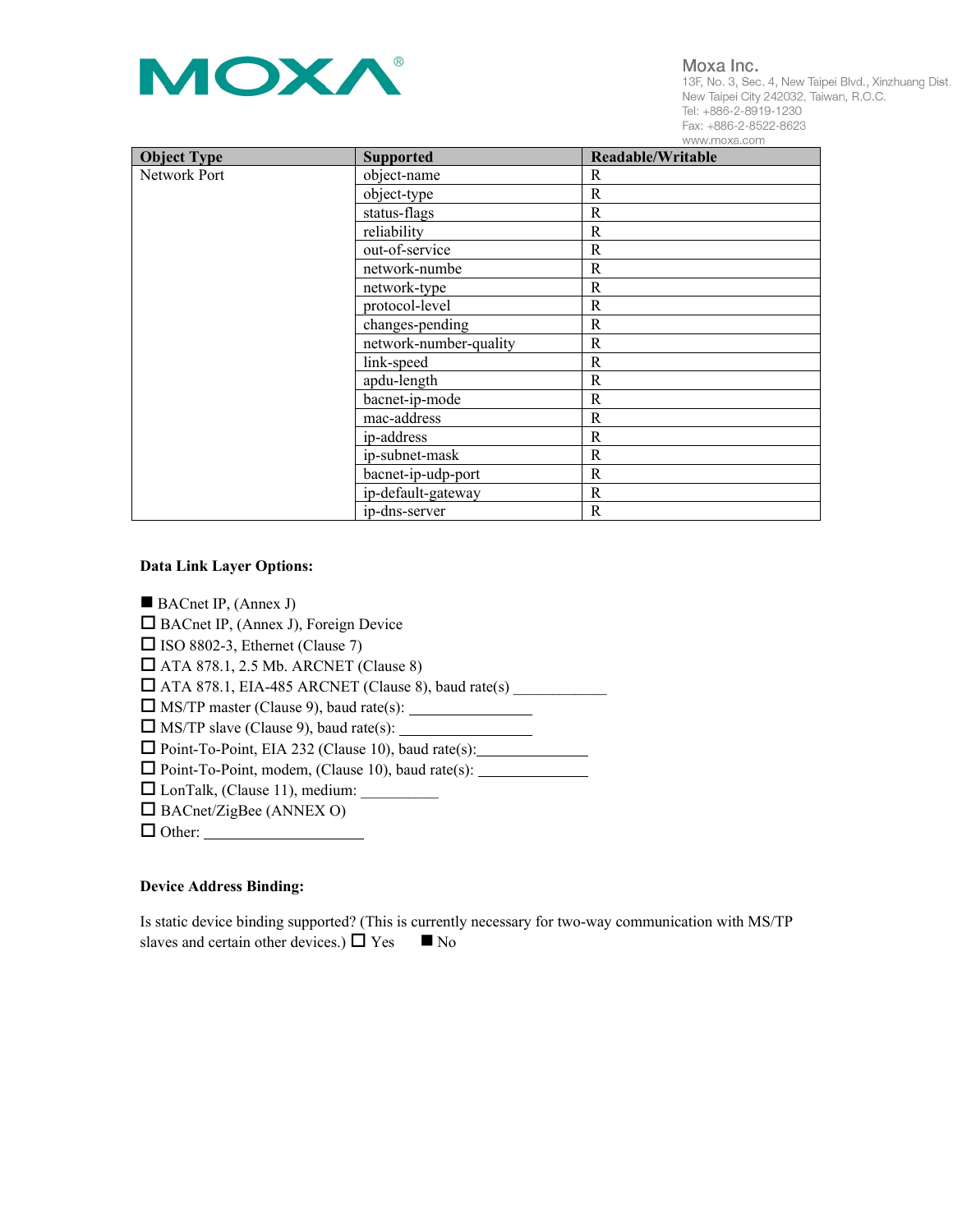| Object Type | Supported | Readable/Writable |
|---|---|---|
| Network Port | object-name | R |
| | object-type | R |
| | status-flags | R |
| | reliability | R |
| | out-of-service | R |
| | network-numbe | R |
| | network-type | R |
| | protocol-level | R |
| | changes-pending | R |
| | network-number-quality | R |
| | link-speed | R |
| | apdu-length | R |
| | bacnet-ip-mode | R |
| | mac-address | R |
| | ip-address | R |
| | ip-subnet-mask | R |
| | bacnet-ip-udp-port | R |
| | ip-default-gateway | R |
| | ip-dns-server | R |

**Data Link Layer Options:**

■ BACnet IP, (Annex J)
☐ BACnet IP, (Annex J), Foreign Device
☐ ISO 8802-3, Ethernet (Clause 7)
☐ ATA 878.1, 2.5 Mb. ARCNET (Clause 8)
☐ ATA 878.1, EIA-485 ARCNET (Clause 8), baud rate(s) ____________
☐ MS/TP master (Clause 9), baud rate(s): ________________
☐ MS/TP slave (Clause 9), baud rate(s): _________________
☐ Point-To-Point, EIA 232 (Clause 10), baud rate(s):______________
☐ Point-To-Point, modem, (Clause 10), baud rate(s): ______________
☐ LonTalk, (Clause 11), medium: __________
☐ BACnet/ZigBee (ANNEX O)
☐ Other: ____________________

**Device Address Binding:**

Is static device binding supported? (This is currently necessary for two-way communication with MS/TP slaves and certain other devices.) ☐ Yes ■ No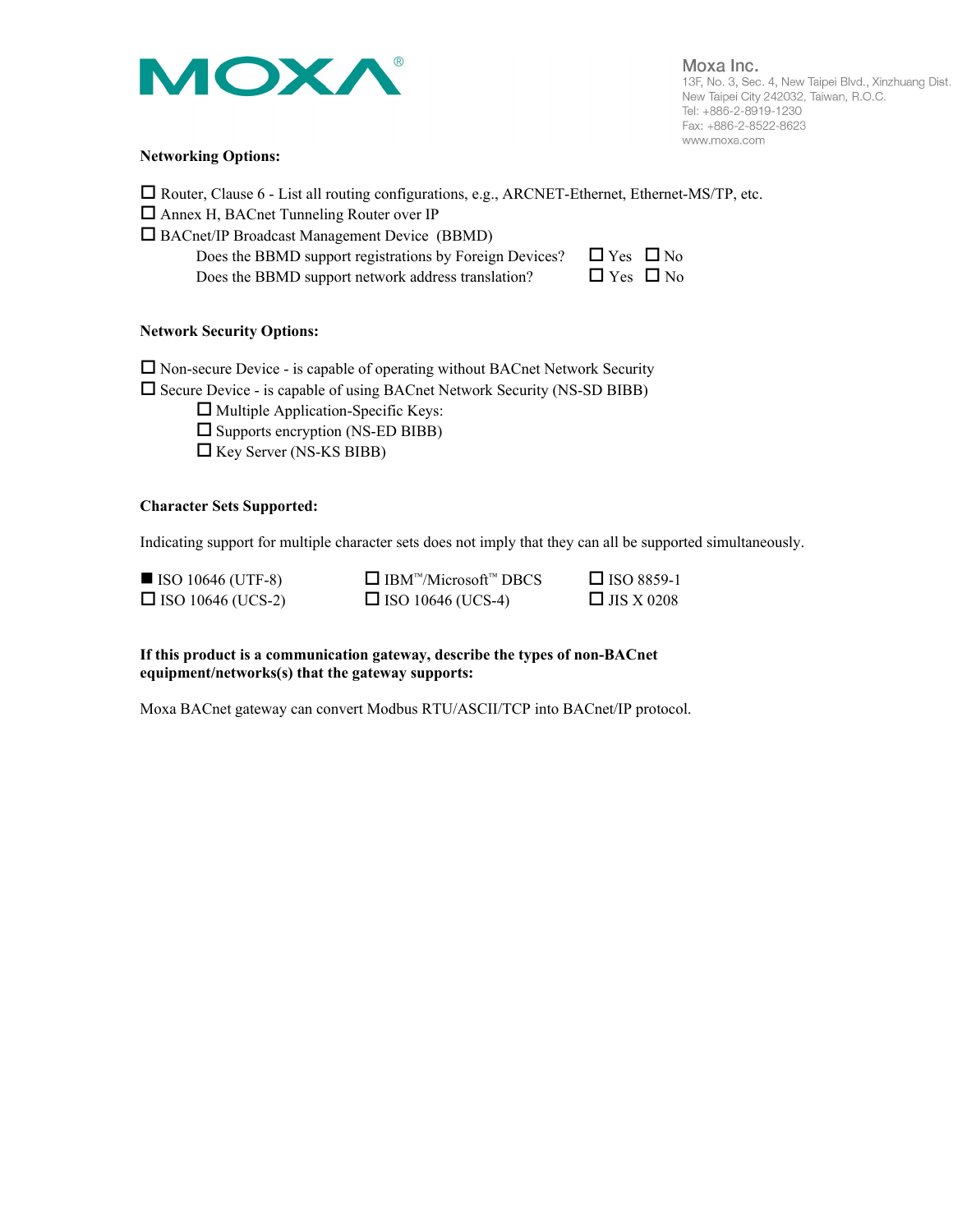**Networking Options:**

☐ Router, Clause 6 - List all routing configurations, e.g., ARCNET-Ethernet, Ethernet-MS/TP, etc.
☐ Annex H, BACnet Tunneling Router over IP
☐ BACnet/IP Broadcast Management Device (BBMD)
  Does the BBMD support registrations by Foreign Devices? ☐ Yes ☐ No
  Does the BBMD support network address translation? ☐ Yes ☐ No

**Network Security Options:**

☐ Non-secure Device - is capable of operating without BACnet Network Security
☐ Secure Device - is capable of using BACnet Network Security (NS-SD BIBB)
  ☐ Multiple Application-Specific Keys:
  ☐ Supports encryption (NS-ED BIBB)
  ☐ Key Server (NS-KS BIBB)

**Character Sets Supported:**

Indicating support for multiple character sets does not imply that they can all be supported simultaneously.

| | | |
|---|---|---|
| ■ ISO 10646 (UTF-8) | ☐ IBM™/Microsoft™ DBCS | ☐ ISO 8859-1 |
| ☐ ISO 10646 (UCS-2) | ☐ ISO 10646 (UCS-4) | ☐ JIS X 0208 |

**If this product is a communication gateway, describe the types of non-BACnet equipment/networks(s) that the gateway supports:**

Moxa BACnet gateway can convert Modbus RTU/ASCII/TCP into BACnet/IP protocol.